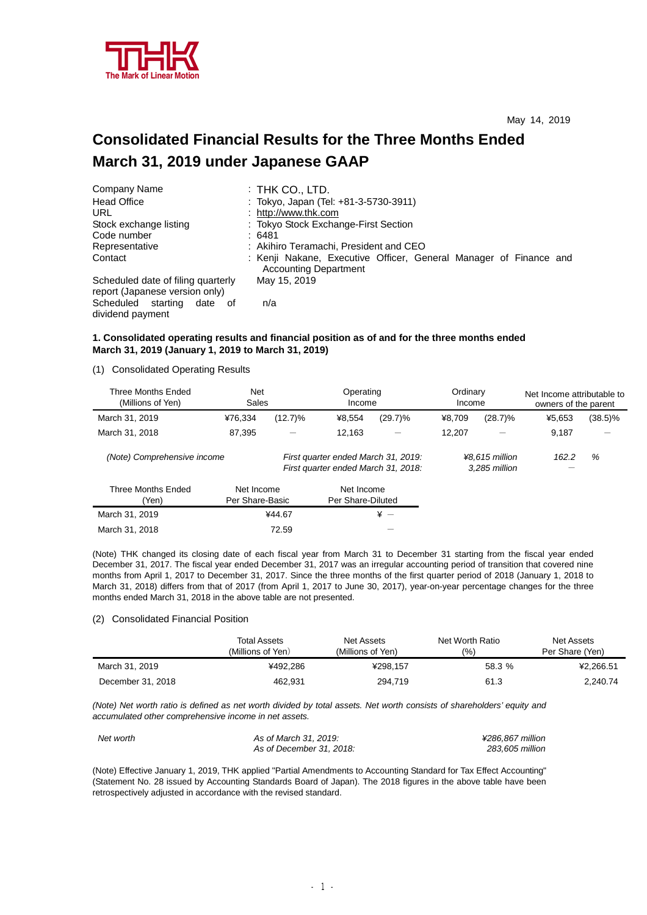THK
The Mark of Linear Motion

May 14, 2019

# Consolidated Financial Results for the Three Months Ended March 31, 2019 under Japanese GAAP

| | |
|---|---|
| Company Name | : THK CO., LTD. |
| Head Office | : Tokyo, Japan (Tel: +81-3-5730-3911) |
| URL | : http://www.thk.com |
| Stock exchange listing | : Tokyo Stock Exchange-First Section |
| Code number | : 6481 |
| Representative | : Akihiro Teramachi, President and CEO |
| Contact | : Kenji Nakane, Executive Officer, General Manager of Finance and Accounting Department |
| Scheduled date of filing quarterly report (Japanese version only) | May 15, 2019 |
| Scheduled starting date of dividend payment | n/a |

**1. Consolidated operating results and financial position as of and for the three months ended March 31, 2019 (January 1, 2019 to March 31, 2019)**

(1) Consolidated Operating Results

| Three Months Ended (Millions of Yen) | Net Sales | | Operating Income | | Ordinary Income | | Net Income attributable to owners of the parent | |
|---|---|---|---|---|---|---|---|---|
| March 31, 2019 | ¥76,334 | (12.7)% | ¥8,554 | (29.7)% | ¥8,709 | (28.7)% | ¥5,653 | (38.5)% |
| March 31, 2018 | 87,395 | — | 12,163 | — | 12,207 | — | 9,187 | — |

*(Note) Comprehensive income*

| | | | |
|---|---|---|---|
| *First quarter ended March 31, 2019:* | *¥8,615 million* | *162.2* | *%* |
| *First quarter ended March 31, 2018:* | *3,285 million* | *—* | |

| Three Months Ended (Yen) | Net Income Per Share-Basic | Net Income Per Share-Diluted |
|---|---|---|
| March 31, 2019 | ¥44.67 | ¥ — |
| March 31, 2018 | 72.59 | — |

(Note) THK changed its closing date of each fiscal year from March 31 to December 31 starting from the fiscal year ended December 31, 2017. The fiscal year ended December 31, 2017 was an irregular accounting period of transition that covered nine months from April 1, 2017 to December 31, 2017. Since the three months of the first quarter period of 2018 (January 1, 2018 to March 31, 2018) differs from that of 2017 (from April 1, 2017 to June 30, 2017), year-on-year percentage changes for the three months ended March 31, 2018 in the above table are not presented.

(2) Consolidated Financial Position

| | Total Assets (Millions of Yen) | Net Assets (Millions of Yen) | Net Worth Ratio (%) | Net Assets Per Share (Yen) |
|---|---|---|---|---|
| March 31, 2019 | ¥492,286 | ¥298,157 | 58.3 % | ¥2,266.51 |
| December 31, 2018 | 462,931 | 294,719 | 61.3 | 2,240.74 |

*(Note) Net worth ratio is defined as net worth divided by total assets. Net worth consists of shareholders' equity and accumulated other comprehensive income in net assets.*

| | | |
|---|---|---|
| *Net worth* | *As of March 31, 2019:* | *¥286,867 million* |
| | *As of December 31, 2018:* | *283,605 million* |

(Note) Effective January 1, 2019, THK applied "Partial Amendments to Accounting Standard for Tax Effect Accounting" (Statement No. 28 issued by Accounting Standards Board of Japan). The 2018 figures in the above table have been retrospectively adjusted in accordance with the revised standard.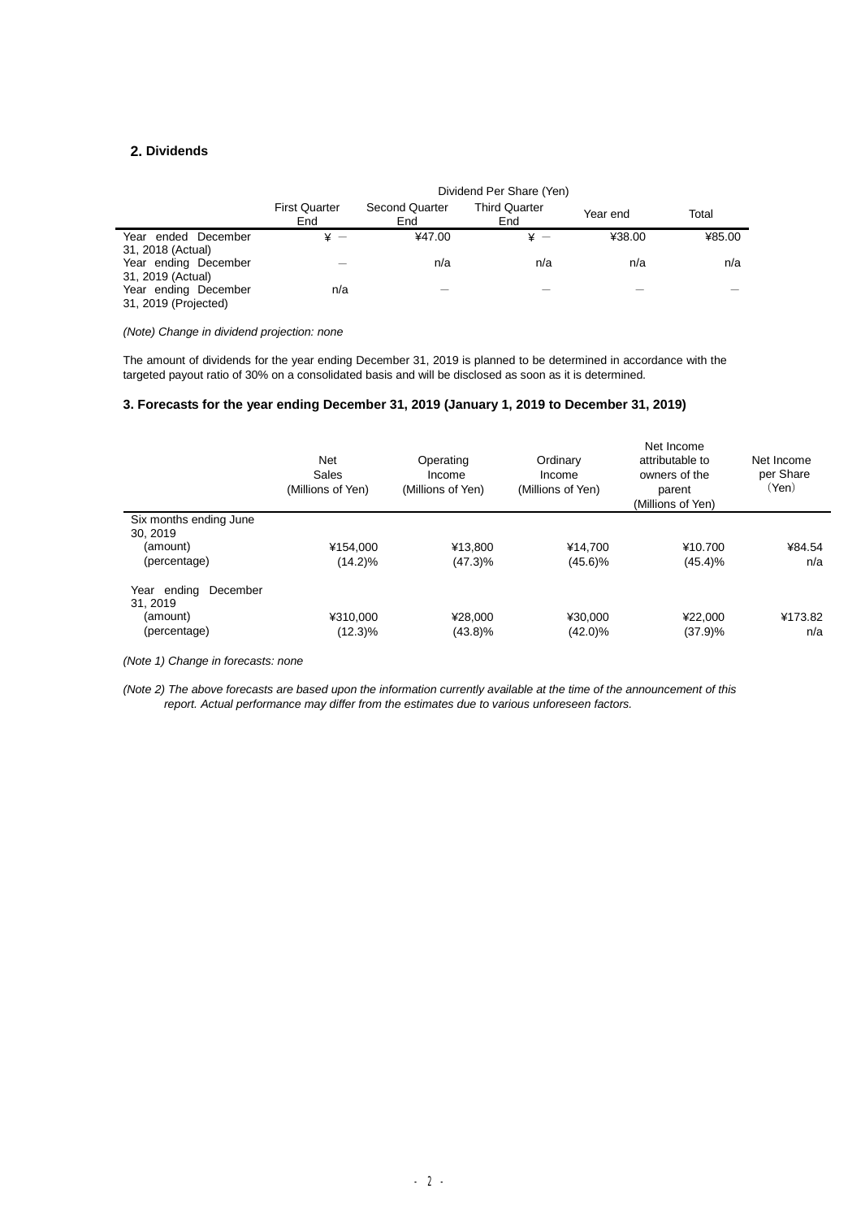## 2. Dividends

| | Dividend Per Share (Yen) | | | | |
|---|---|---|---|---|---|
| | First Quarter End | Second Quarter End | Third Quarter End | Year end | Total |
| Year ended December 31, 2018 (Actual) | ¥ — | ¥47.00 | ¥ — | ¥38.00 | ¥85.00 |
| Year ending December 31, 2019 (Actual) | — | n/a | n/a | n/a | n/a |
| Year ending December 31, 2019 (Projected) | n/a | — | — | — | — |

*(Note) Change in dividend projection: none*

The amount of dividends for the year ending December 31, 2019 is planned to be determined in accordance with the targeted payout ratio of 30% on a consolidated basis and will be disclosed as soon as it is determined.

### 3. Forecasts for the year ending December 31, 2019 (January 1, 2019 to December 31, 2019)

| | Net Sales (Millions of Yen) | Operating Income (Millions of Yen) | Ordinary Income (Millions of Yen) | Net Income attributable to owners of the parent (Millions of Yen) | Net Income per Share (Yen) |
|---|---|---|---|---|---|
| Six months ending June 30, 2019 | | | | | |
| (amount) | ¥154,000 | ¥13,800 | ¥14,700 | ¥10.700 | ¥84.54 |
| (percentage) | (14.2)% | (47.3)% | (45.6)% | (45.4)% | n/a |
| Year ending December 31, 2019 | | | | | |
| (amount) | ¥310,000 | ¥28,000 | ¥30,000 | ¥22,000 | ¥173.82 |
| (percentage) | (12.3)% | (43.8)% | (42.0)% | (37.9)% | n/a |

*(Note 1) Change in forecasts: none*

*(Note 2) The above forecasts are based upon the information currently available at the time of the announcement of this report. Actual performance may differ from the estimates due to various unforeseen factors.*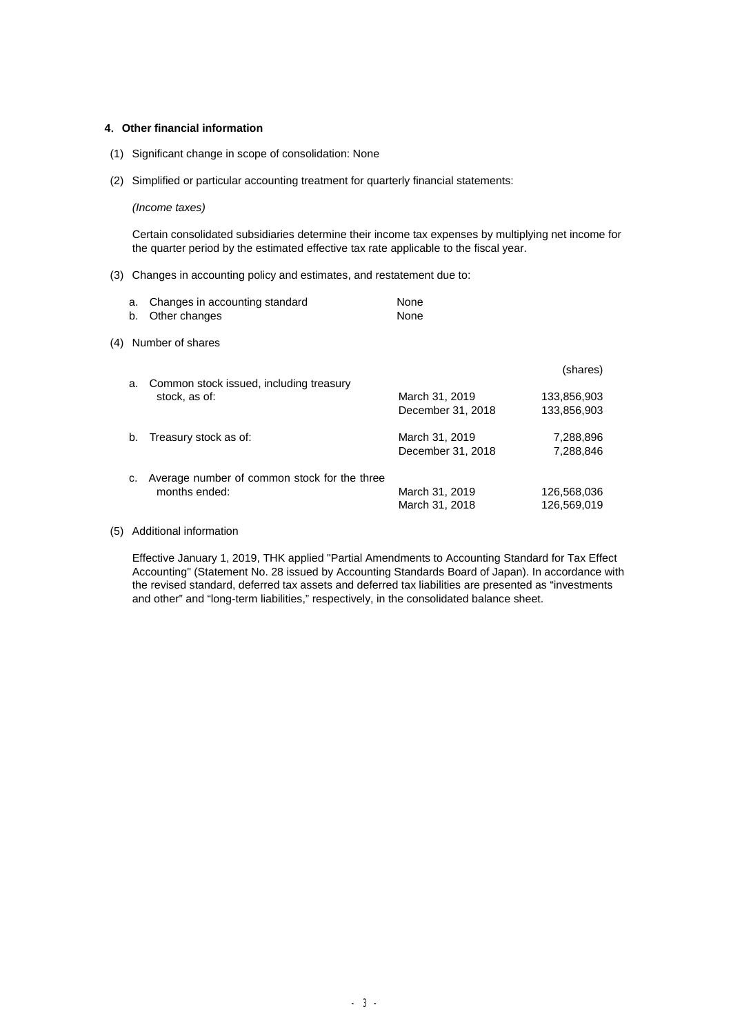## 4. Other financial information

(1) Significant change in scope of consolidation: None

(2) Simplified or particular accounting treatment for quarterly financial statements:

*(Income taxes)*

Certain consolidated subsidiaries determine their income tax expenses by multiplying net income for the quarter period by the estimated effective tax rate applicable to the fiscal year.

(3) Changes in accounting policy and estimates, and restatement due to:

| | | |
|---|---|---|
| a. | Changes in accounting standard | None |
| b. | Other changes | None |

(4) Number of shares

| | | | (shares) |
|---|---|---|---|
| a. | Common stock issued, including treasury stock, as of: | March 31, 2019 | 133,856,903 |
| | | December 31, 2018 | 133,856,903 |
| b. | Treasury stock as of: | March 31, 2019 | 7,288,896 |
| | | December 31, 2018 | 7,288,846 |
| c. | Average number of common stock for the three months ended: | March 31, 2019 | 126,568,036 |
| | | March 31, 2018 | 126,569,019 |

(5) Additional information

Effective January 1, 2019, THK applied "Partial Amendments to Accounting Standard for Tax Effect Accounting" (Statement No. 28 issued by Accounting Standards Board of Japan). In accordance with the revised standard, deferred tax assets and deferred tax liabilities are presented as "investments and other" and "long-term liabilities," respectively, in the consolidated balance sheet.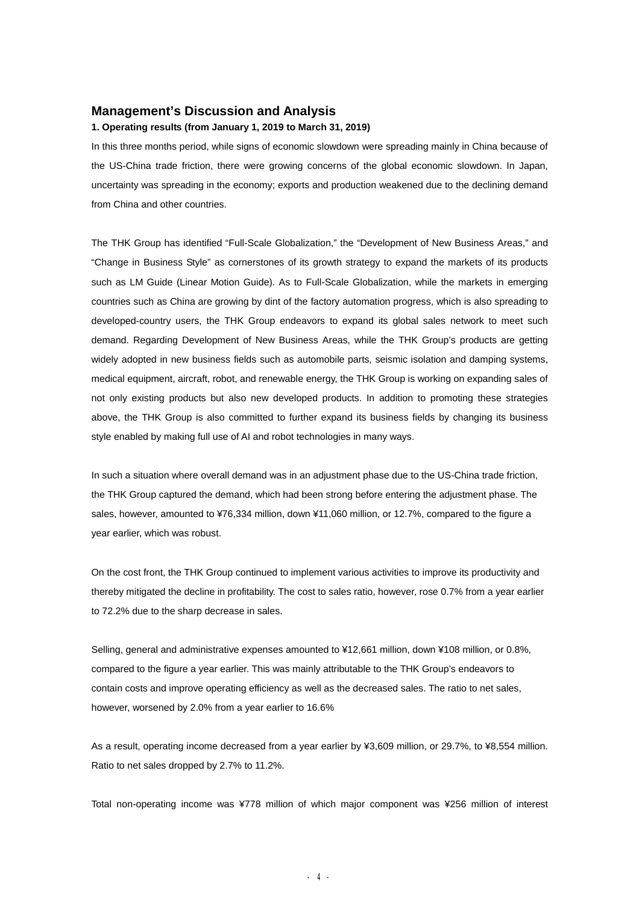## Management's Discussion and Analysis

**1. Operating results (from January 1, 2019 to March 31, 2019)**

In this three months period, while signs of economic slowdown were spreading mainly in China because of the US-China trade friction, there were growing concerns of the global economic slowdown. In Japan, uncertainty was spreading in the economy; exports and production weakened due to the declining demand from China and other countries.

The THK Group has identified "Full-Scale Globalization," the "Development of New Business Areas," and "Change in Business Style" as cornerstones of its growth strategy to expand the markets of its products such as LM Guide (Linear Motion Guide). As to Full-Scale Globalization, while the markets in emerging countries such as China are growing by dint of the factory automation progress, which is also spreading to developed-country users, the THK Group endeavors to expand its global sales network to meet such demand. Regarding Development of New Business Areas, while the THK Group's products are getting widely adopted in new business fields such as automobile parts, seismic isolation and damping systems, medical equipment, aircraft, robot, and renewable energy, the THK Group is working on expanding sales of not only existing products but also new developed products. In addition to promoting these strategies above, the THK Group is also committed to further expand its business fields by changing its business style enabled by making full use of AI and robot technologies in many ways.

In such a situation where overall demand was in an adjustment phase due to the US-China trade friction, the THK Group captured the demand, which had been strong before entering the adjustment phase. The sales, however, amounted to ¥76,334 million, down ¥11,060 million, or 12.7%, compared to the figure a year earlier, which was robust.

On the cost front, the THK Group continued to implement various activities to improve its productivity and thereby mitigated the decline in profitability. The cost to sales ratio, however, rose 0.7% from a year earlier to 72.2% due to the sharp decrease in sales.

Selling, general and administrative expenses amounted to ¥12,661 million, down ¥108 million, or 0.8%, compared to the figure a year earlier. This was mainly attributable to the THK Group's endeavors to contain costs and improve operating efficiency as well as the decreased sales. The ratio to net sales, however, worsened by 2.0% from a year earlier to 16.6%

As a result, operating income decreased from a year earlier by ¥3,609 million, or 29.7%, to ¥8,554 million. Ratio to net sales dropped by 2.7% to 11.2%.

Total non-operating income was ¥778 million of which major component was ¥256 million of interest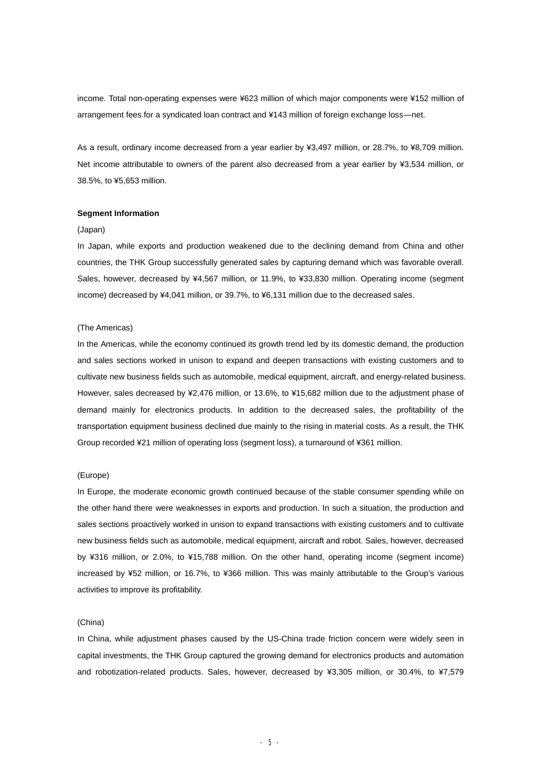income. Total non-operating expenses were ¥623 million of which major components were ¥152 million of arrangement fees for a syndicated loan contract and ¥143 million of foreign exchange loss—net.

As a result, ordinary income decreased from a year earlier by ¥3,497 million, or 28.7%, to ¥8,709 million. Net income attributable to owners of the parent also decreased from a year earlier by ¥3,534 million, or 38.5%, to ¥5,653 million.

**Segment Information**

(Japan)

In Japan, while exports and production weakened due to the declining demand from China and other countries, the THK Group successfully generated sales by capturing demand which was favorable overall. Sales, however, decreased by ¥4,567 million, or 11.9%, to ¥33,830 million. Operating income (segment income) decreased by ¥4,041 million, or 39.7%, to ¥6,131 million due to the decreased sales.

(The Americas)

In the Americas, while the economy continued its growth trend led by its domestic demand, the production and sales sections worked in unison to expand and deepen transactions with existing customers and to cultivate new business fields such as automobile, medical equipment, aircraft, and energy-related business. However, sales decreased by ¥2,476 million, or 13.6%, to ¥15,682 million due to the adjustment phase of demand mainly for electronics products. In addition to the decreased sales, the profitability of the transportation equipment business declined due mainly to the rising in material costs. As a result, the THK Group recorded ¥21 million of operating loss (segment loss), a turnaround of ¥361 million.

(Europe)

In Europe, the moderate economic growth continued because of the stable consumer spending while on the other hand there were weaknesses in exports and production. In such a situation, the production and sales sections proactively worked in unison to expand transactions with existing customers and to cultivate new business fields such as automobile, medical equipment, aircraft and robot. Sales, however, decreased by ¥316 million, or 2.0%, to ¥15,788 million. On the other hand, operating income (segment income) increased by ¥52 million, or 16.7%, to ¥366 million. This was mainly attributable to the Group's various activities to improve its profitability.

(China)

In China, while adjustment phases caused by the US-China trade friction concern were widely seen in capital investments, the THK Group captured the growing demand for electronics products and automation and robotization-related products. Sales, however, decreased by ¥3,305 million, or 30.4%, to ¥7,579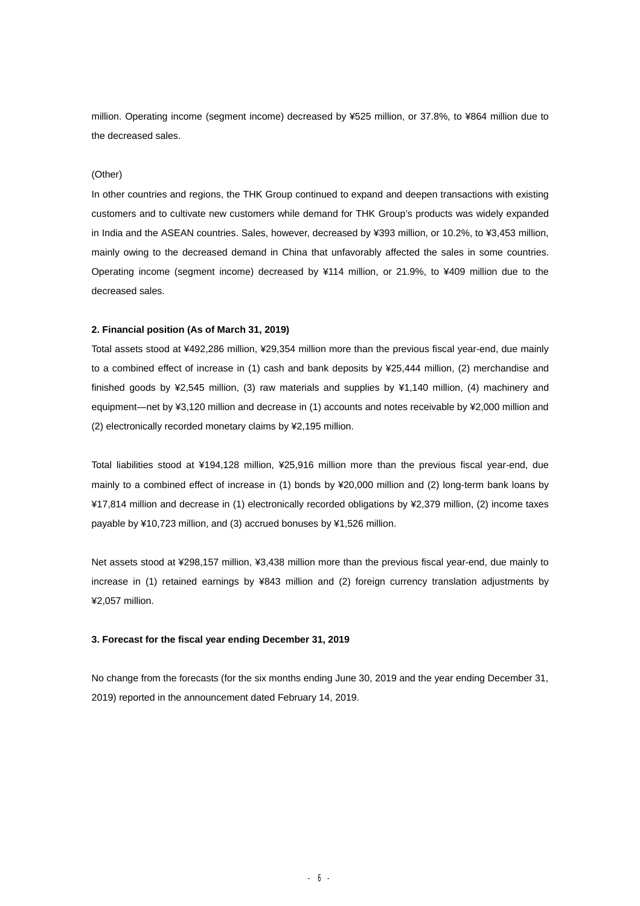million. Operating income (segment income) decreased by ¥525 million, or 37.8%, to ¥864 million due to the decreased sales.

(Other)

In other countries and regions, the THK Group continued to expand and deepen transactions with existing customers and to cultivate new customers while demand for THK Group's products was widely expanded in India and the ASEAN countries. Sales, however, decreased by ¥393 million, or 10.2%, to ¥3,453 million, mainly owing to the decreased demand in China that unfavorably affected the sales in some countries. Operating income (segment income) decreased by ¥114 million, or 21.9%, to ¥409 million due to the decreased sales.

**2. Financial position (As of March 31, 2019)**

Total assets stood at ¥492,286 million, ¥29,354 million more than the previous fiscal year-end, due mainly to a combined effect of increase in (1) cash and bank deposits by ¥25,444 million, (2) merchandise and finished goods by ¥2,545 million, (3) raw materials and supplies by ¥1,140 million, (4) machinery and equipment—net by ¥3,120 million and decrease in (1) accounts and notes receivable by ¥2,000 million and (2) electronically recorded monetary claims by ¥2,195 million.

Total liabilities stood at ¥194,128 million, ¥25,916 million more than the previous fiscal year-end, due mainly to a combined effect of increase in (1) bonds by ¥20,000 million and (2) long-term bank loans by ¥17,814 million and decrease in (1) electronically recorded obligations by ¥2,379 million, (2) income taxes payable by ¥10,723 million, and (3) accrued bonuses by ¥1,526 million.

Net assets stood at ¥298,157 million, ¥3,438 million more than the previous fiscal year-end, due mainly to increase in (1) retained earnings by ¥843 million and (2) foreign currency translation adjustments by ¥2,057 million.

**3. Forecast for the fiscal year ending December 31, 2019**

No change from the forecasts (for the six months ending June 30, 2019 and the year ending December 31, 2019) reported in the announcement dated February 14, 2019.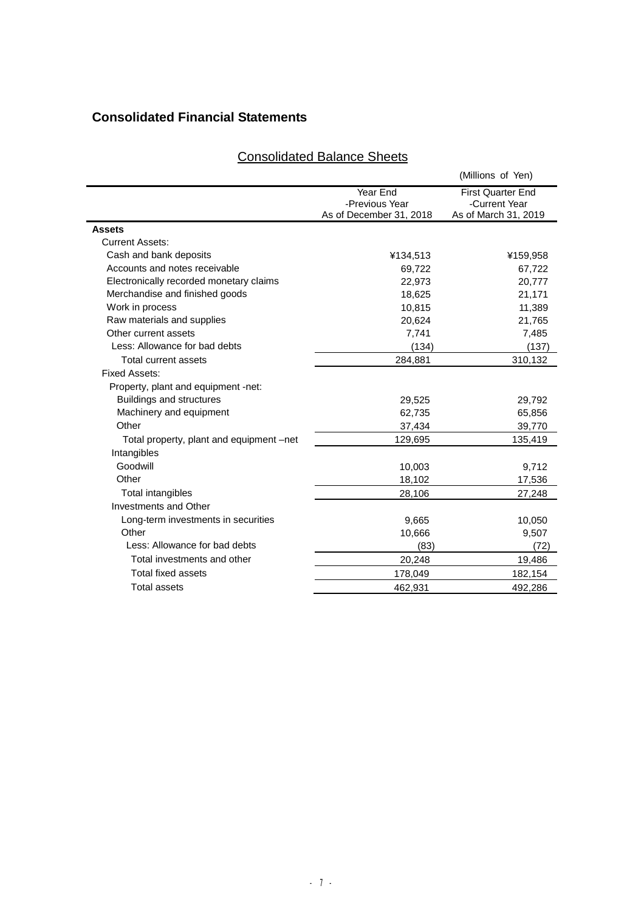## Consolidated Financial Statements

### Consolidated Balance Sheets

(Millions of Yen)

| | Year End -Previous Year As of December 31, 2018 | First Quarter End -Current Year As of March 31, 2019 |
|---|---|---|
| **Assets** | | |
| Current Assets: | | |
| Cash and bank deposits | ¥134,513 | ¥159,958 |
| Accounts and notes receivable | 69,722 | 67,722 |
| Electronically recorded monetary claims | 22,973 | 20,777 |
| Merchandise and finished goods | 18,625 | 21,171 |
| Work in process | 10,815 | 11,389 |
| Raw materials and supplies | 20,624 | 21,765 |
| Other current assets | 7,741 | 7,485 |
| Less: Allowance for bad debts | (134) | (137) |
| Total current assets | 284,881 | 310,132 |
| Fixed Assets: | | |
| Property, plant and equipment -net: | | |
| Buildings and structures | 29,525 | 29,792 |
| Machinery and equipment | 62,735 | 65,856 |
| Other | 37,434 | 39,770 |
| Total property, plant and equipment –net | 129,695 | 135,419 |
| Intangibles | | |
| Goodwill | 10,003 | 9,712 |
| Other | 18,102 | 17,536 |
| Total intangibles | 28,106 | 27,248 |
| Investments and Other | | |
| Long-term investments in securities | 9,665 | 10,050 |
| Other | 10,666 | 9,507 |
| Less: Allowance for bad debts | (83) | (72) |
| Total investments and other | 20,248 | 19,486 |
| Total fixed assets | 178,049 | 182,154 |
| Total assets | 462,931 | 492,286 |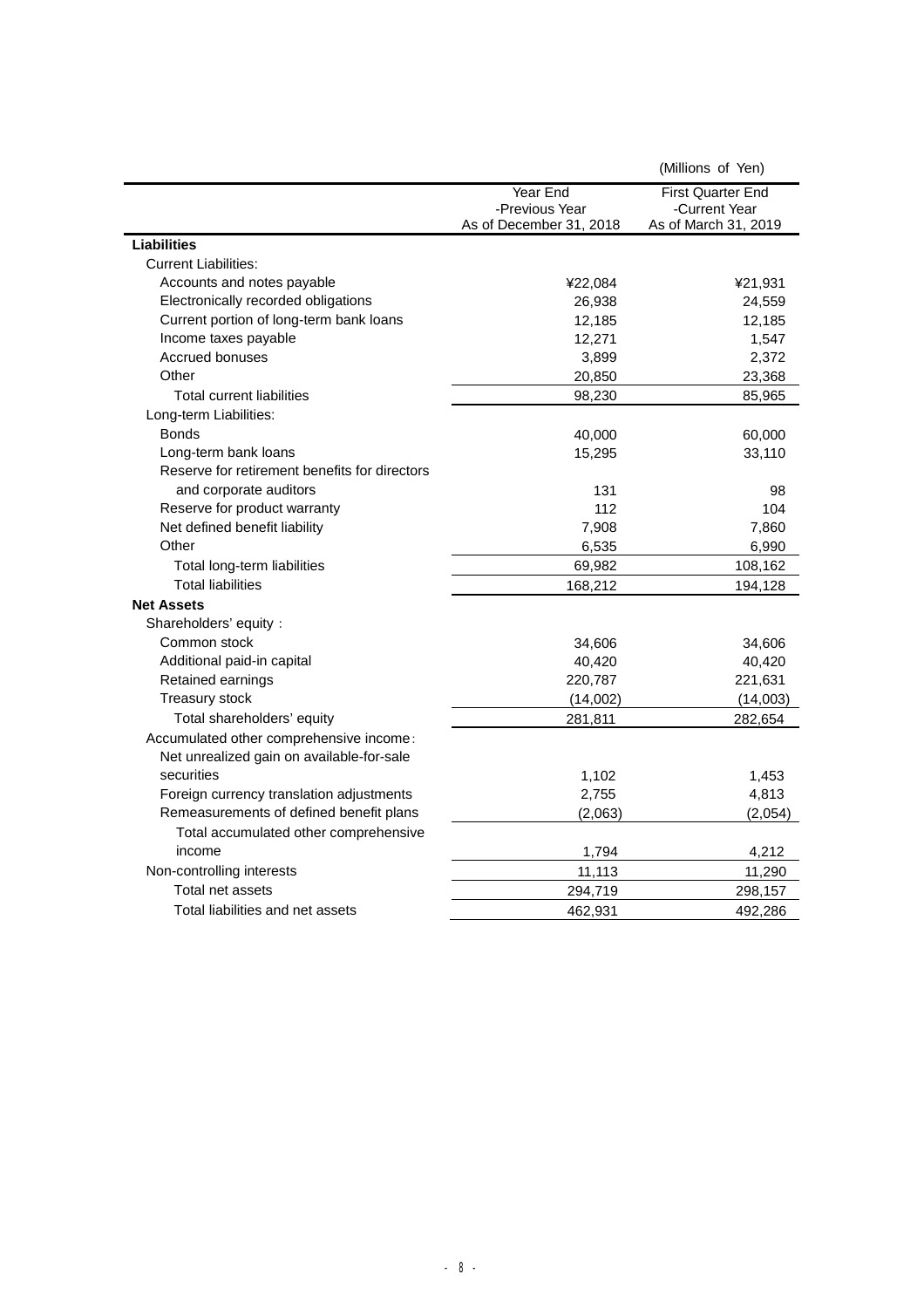(Millions of Yen)

| | Year End -Previous Year As of December 31, 2018 | First Quarter End -Current Year As of March 31, 2019 |
|---|---|---|
| **Liabilities** | | |
| Current Liabilities: | | |
| Accounts and notes payable | ¥22,084 | ¥21,931 |
| Electronically recorded obligations | 26,938 | 24,559 |
| Current portion of long-term bank loans | 12,185 | 12,185 |
| Income taxes payable | 12,271 | 1,547 |
| Accrued bonuses | 3,899 | 2,372 |
| Other | 20,850 | 23,368 |
| Total current liabilities | 98,230 | 85,965 |
| Long-term Liabilities: | | |
| Bonds | 40,000 | 60,000 |
| Long-term bank loans | 15,295 | 33,110 |
| Reserve for retirement benefits for directors and corporate auditors | 131 | 98 |
| Reserve for product warranty | 112 | 104 |
| Net defined benefit liability | 7,908 | 7,860 |
| Other | 6,535 | 6,990 |
| Total long-term liabilities | 69,982 | 108,162 |
| Total liabilities | 168,212 | 194,128 |
| **Net Assets** | | |
| Shareholders' equity： | | |
| Common stock | 34,606 | 34,606 |
| Additional paid-in capital | 40,420 | 40,420 |
| Retained earnings | 220,787 | 221,631 |
| Treasury stock | (14,002) | (14,003) |
| Total shareholders' equity | 281,811 | 282,654 |
| Accumulated other comprehensive income： | | |
| Net unrealized gain on available-for-sale securities | 1,102 | 1,453 |
| Foreign currency translation adjustments | 2,755 | 4,813 |
| Remeasurements of defined benefit plans | (2,063) | (2,054) |
| Total accumulated other comprehensive income | 1,794 | 4,212 |
| Non-controlling interests | 11,113 | 11,290 |
| Total net assets | 294,719 | 298,157 |
| Total liabilities and net assets | 462,931 | 492,286 |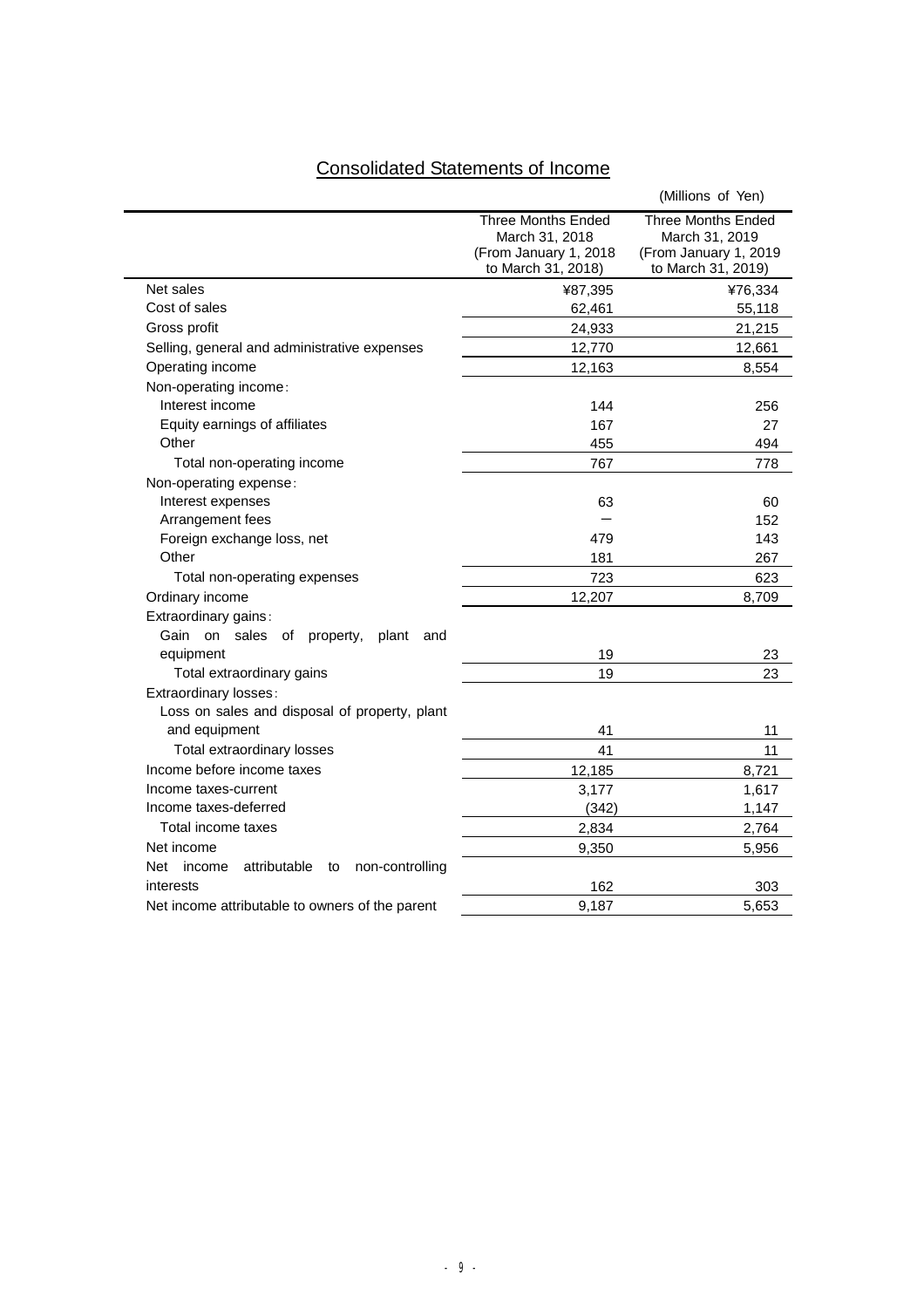## Consolidated Statements of Income

(Millions of Yen)

| | Three Months Ended March 31, 2018 (From January 1, 2018 to March 31, 2018) | Three Months Ended March 31, 2019 (From January 1, 2019 to March 31, 2019) |
|---|---|---|
| Net sales | ¥87,395 | ¥76,334 |
| Cost of sales | 62,461 | 55,118 |
| Gross profit | 24,933 | 21,215 |
| Selling, general and administrative expenses | 12,770 | 12,661 |
| Operating income | 12,163 | 8,554 |
| Non-operating income: | | |
| Interest income | 144 | 256 |
| Equity earnings of affiliates | 167 | 27 |
| Other | 455 | 494 |
| Total non-operating income | 767 | 778 |
| Non-operating expense: | | |
| Interest expenses | 63 | 60 |
| Arrangement fees | ― | 152 |
| Foreign exchange loss, net | 479 | 143 |
| Other | 181 | 267 |
| Total non-operating expenses | 723 | 623 |
| Ordinary income | 12,207 | 8,709 |
| Extraordinary gains: | | |
| Gain on sales of property, plant and equipment | 19 | 23 |
| Total extraordinary gains | 19 | 23 |
| Extraordinary losses: | | |
| Loss on sales and disposal of property, plant and equipment | 41 | 11 |
| Total extraordinary losses | 41 | 11 |
| Income before income taxes | 12,185 | 8,721 |
| Income taxes-current | 3,177 | 1,617 |
| Income taxes-deferred | (342) | 1,147 |
| Total income taxes | 2,834 | 2,764 |
| Net income | 9,350 | 5,956 |
| Net income attributable to non-controlling interests | 162 | 303 |
| Net income attributable to owners of the parent | 9,187 | 5,653 |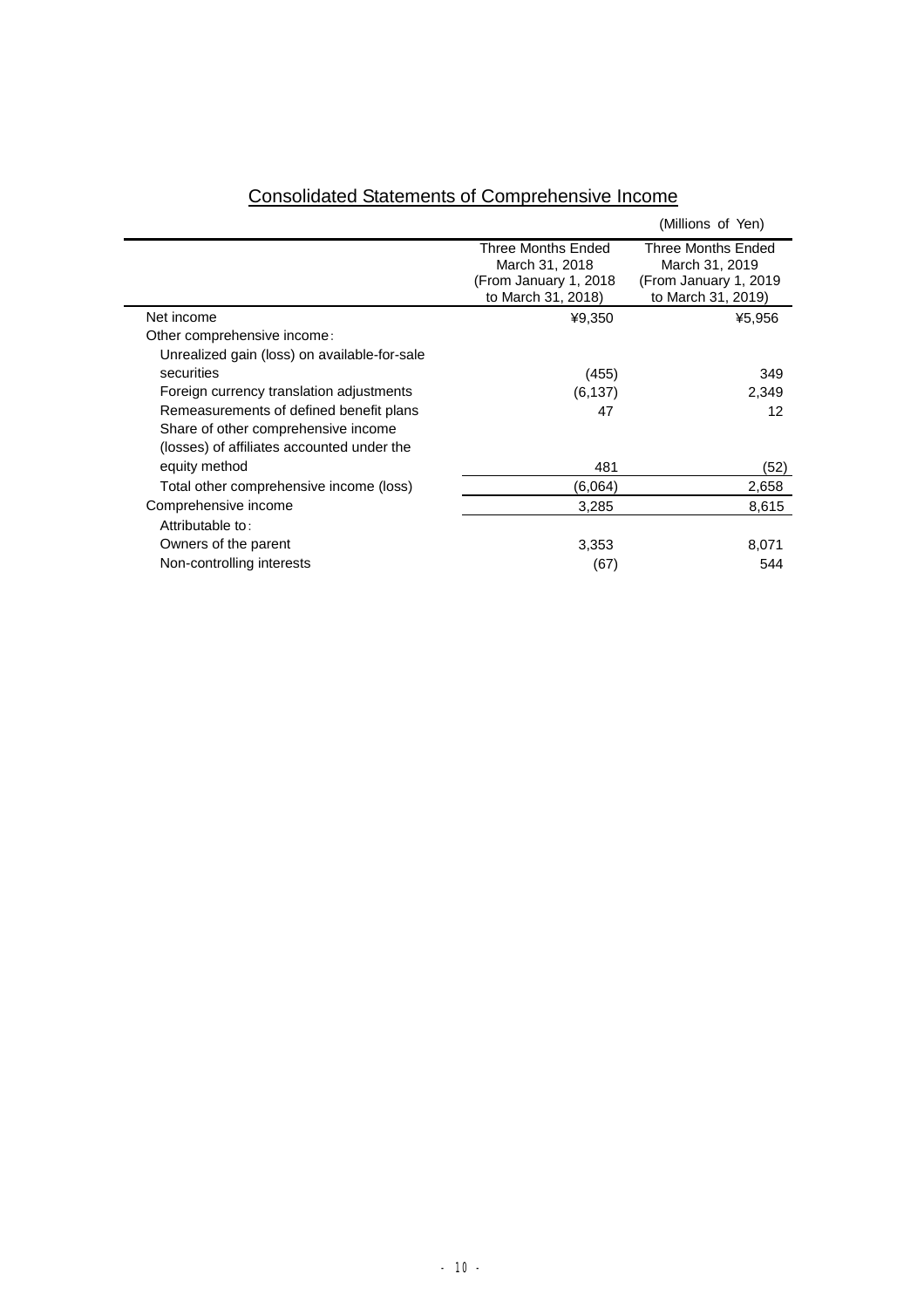## Consolidated Statements of Comprehensive Income

(Millions of Yen)

| | Three Months Ended March 31, 2018 (From January 1, 2018 to March 31, 2018) | Three Months Ended March 31, 2019 (From January 1, 2019 to March 31, 2019) |
|---|---|---|
| Net income | ¥9,350 | ¥5,956 |
| Other comprehensive income: | | |
| Unrealized gain (loss) on available-for-sale securities | (455) | 349 |
| Foreign currency translation adjustments | (6,137) | 2,349 |
| Remeasurements of defined benefit plans | 47 | 12 |
| Share of other comprehensive income (losses) of affiliates accounted under the equity method | 481 | (52) |
| Total other comprehensive income (loss) | (6,064) | 2,658 |
| Comprehensive income | 3,285 | 8,615 |
| Attributable to: | | |
| Owners of the parent | 3,353 | 8,071 |
| Non-controlling interests | (67) | 544 |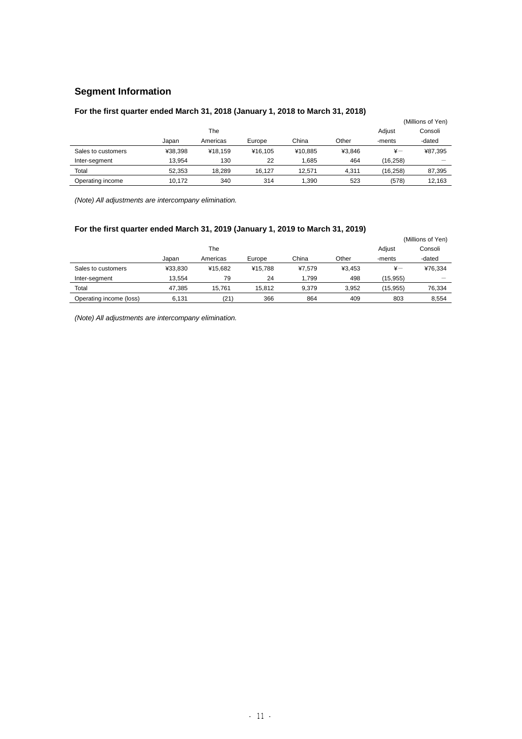## Segment Information

### For the first quarter ended March 31, 2018 (January 1, 2018 to March 31, 2018)

(Millions of Yen)

| | Japan | The Americas | Europe | China | Other | Adjust -ments | Consoli -dated |
|---|---|---|---|---|---|---|---|
| Sales to customers | ¥38,398 | ¥18,159 | ¥16,105 | ¥10,885 | ¥3,846 | ¥— | ¥87,395 |
| Inter-segment | 13,954 | 130 | 22 | 1,685 | 464 | (16,258) | — |
| Total | 52,353 | 18,289 | 16,127 | 12,571 | 4,311 | (16,258) | 87,395 |
| Operating income | 10,172 | 340 | 314 | 1,390 | 523 | (578) | 12,163 |

*(Note) All adjustments are intercompany elimination.*

### For the first quarter ended March 31, 2019 (January 1, 2019 to March 31, 2019)

(Millions of Yen)

| | Japan | The Americas | Europe | China | Other | Adjust -ments | Consoli -dated |
|---|---|---|---|---|---|---|---|
| Sales to customers | ¥33,830 | ¥15,682 | ¥15,788 | ¥7,579 | ¥3,453 | ¥— | ¥76,334 |
| Inter-segment | 13,554 | 79 | 24 | 1,799 | 498 | (15,955) | — |
| Total | 47,385 | 15,761 | 15,812 | 9,379 | 3,952 | (15,955) | 76,334 |
| Operating income (loss) | 6,131 | (21) | 366 | 864 | 409 | 803 | 8,554 |

*(Note) All adjustments are intercompany elimination.*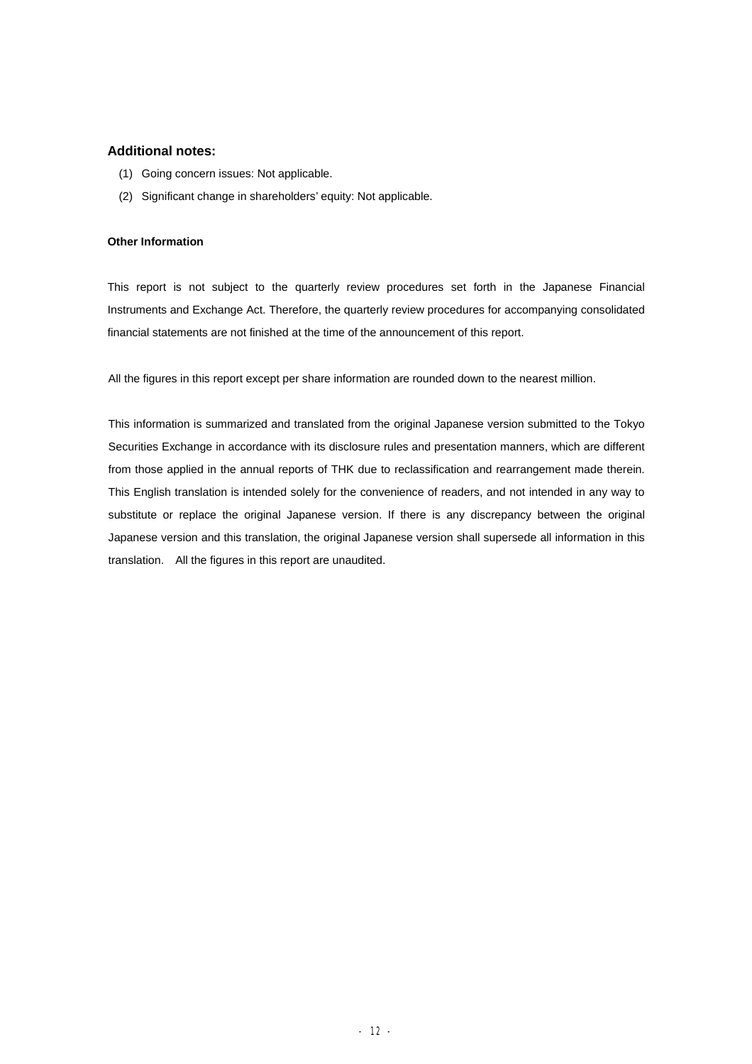### Additional notes:

(1) Going concern issues: Not applicable.

(2) Significant change in shareholders' equity: Not applicable.

#### Other Information

This report is not subject to the quarterly review procedures set forth in the Japanese Financial Instruments and Exchange Act. Therefore, the quarterly review procedures for accompanying consolidated financial statements are not finished at the time of the announcement of this report.

All the figures in this report except per share information are rounded down to the nearest million.

This information is summarized and translated from the original Japanese version submitted to the Tokyo Securities Exchange in accordance with its disclosure rules and presentation manners, which are different from those applied in the annual reports of THK due to reclassification and rearrangement made therein. This English translation is intended solely for the convenience of readers, and not intended in any way to substitute or replace the original Japanese version. If there is any discrepancy between the original Japanese version and this translation, the original Japanese version shall supersede all information in this translation. All the figures in this report are unaudited.